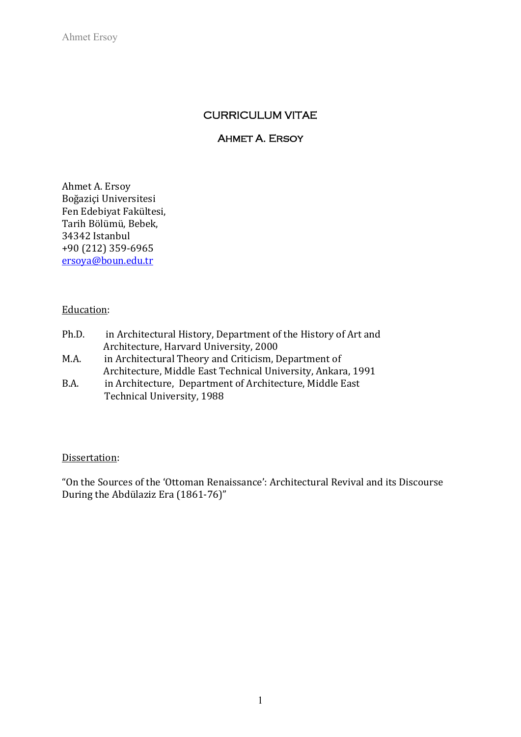# CURRICULUM VITAE

## Ahmet A. Ersoy

Ahmet A. Ersoy
Boğaziçi Universitesi
Fen Edebiyat Fakültesi,
Tarih Bölümü, Bebek,
34342 Istanbul
+90 (212) 359-6965
ersoya@boun.edu.tr

Education:

Ph.D. in Architectural History, Department of the History of Art and Architecture, Harvard University, 2000
M.A. in Architectural Theory and Criticism, Department of Architecture, Middle East Technical University, Ankara, 1991
B.A. in Architecture, Department of Architecture, Middle East Technical University, 1988

Dissertation:

"On the Sources of the 'Ottoman Renaissance': Architectural Revival and its Discourse During the Abdülaziz Era (1861-76)"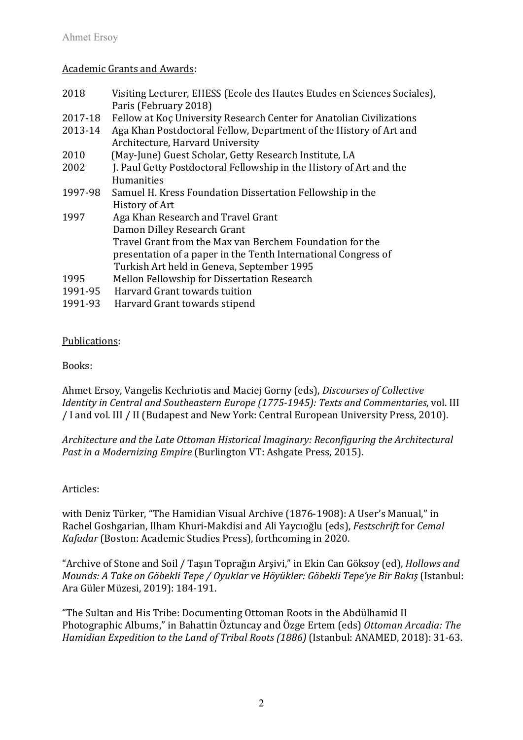Academic Grants and Awards:

| | |
|---|---|
| 2018 | Visiting Lecturer, EHESS (Ecole des Hautes Etudes en Sciences Sociales), Paris (February 2018) |
| 2017-18 | Fellow at Koç University Research Center for Anatolian Civilizations |
| 2013-14 | Aga Khan Postdoctoral Fellow, Department of the History of Art and Architecture, Harvard University |
| 2010 | (May-June) Guest Scholar, Getty Research Institute, LA |
| 2002 | J. Paul Getty Postdoctoral Fellowship in the History of Art and the Humanities |
| 1997-98 | Samuel H. Kress Foundation Dissertation Fellowship in the History of Art |
| 1997 | Aga Khan Research and Travel Grant<br>Damon Dilley Research Grant<br>Travel Grant from the Max van Berchem Foundation for the presentation of a paper in the Tenth International Congress of Turkish Art held in Geneva, September 1995 |
| 1995 | Mellon Fellowship for Dissertation Research |
| 1991-95 | Harvard Grant towards tuition |
| 1991-93 | Harvard Grant towards stipend |

Publications:

Books:

Ahmet Ersoy, Vangelis Kechriotis and Maciej Gorny (eds), *Discourses of Collective Identity in Central and Southeastern Europe (1775-1945): Texts and Commentaries*, vol. III / I and vol. III / II (Budapest and New York: Central European University Press, 2010).

*Architecture and the Late Ottoman Historical Imaginary: Reconfiguring the Architectural Past in a Modernizing Empire* (Burlington VT: Ashgate Press, 2015).

Articles:

with Deniz Türker, "The Hamidian Visual Archive (1876-1908): A User's Manual," in Rachel Goshgarian, Ilham Khuri-Makdisi and Ali Yaycıoğlu (eds), *Festschrift* for *Cemal Kafadar* (Boston: Academic Studies Press), forthcoming in 2020.

"Archive of Stone and Soil / Taşın Toprağın Arşivi," in Ekin Can Göksoy (ed), *Hollows and Mounds: A Take on Göbekli Tepe / Oyuklar ve Höyükler: Göbekli Tepe'ye Bir Bakış* (Istanbul: Ara Güler Müzesi, 2019): 184-191.

"The Sultan and His Tribe: Documenting Ottoman Roots in the Abdülhamid II Photographic Albums," in Bahattin Öztuncay and Özge Ertem (eds) *Ottoman Arcadia: The Hamidian Expedition to the Land of Tribal Roots (1886)* (Istanbul: ANAMED, 2018): 31-63.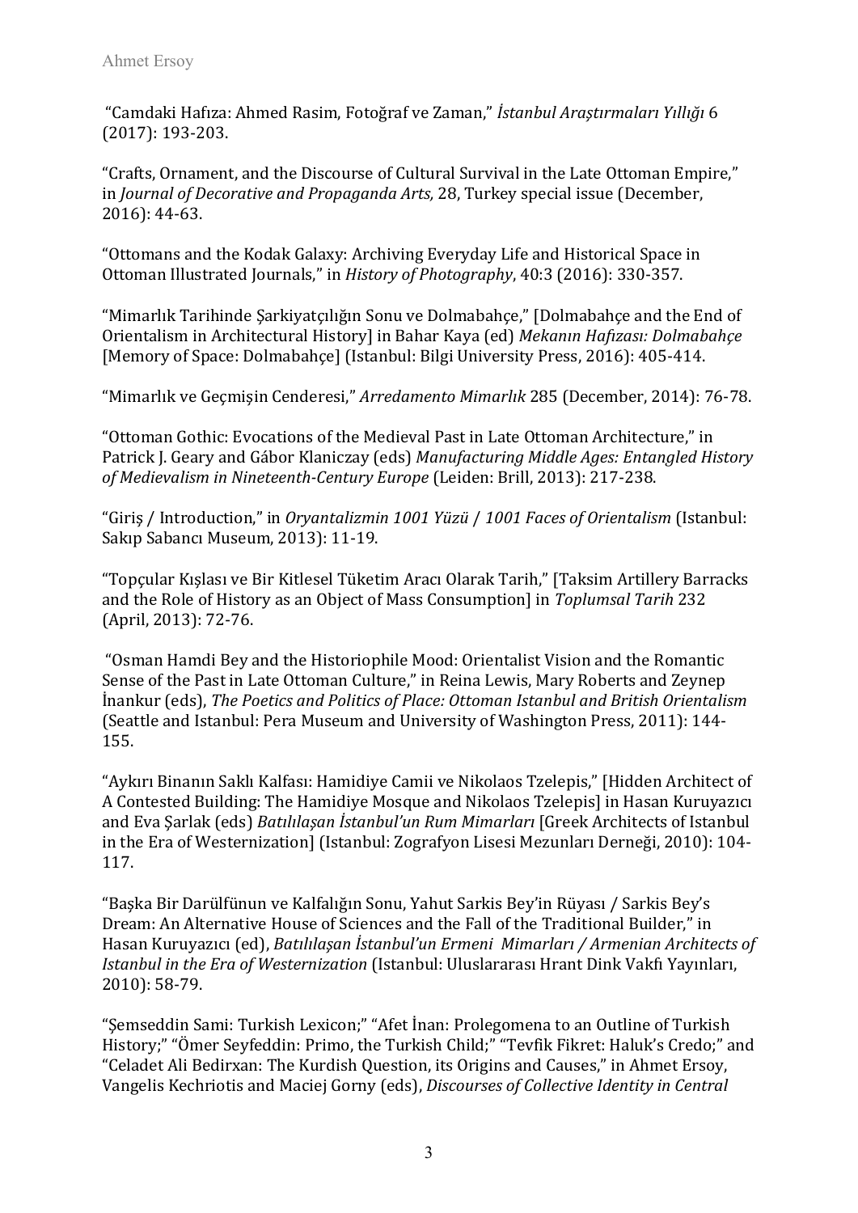"Camdaki Hafıza: Ahmed Rasim, Fotoğraf ve Zaman," *İstanbul Araştırmaları Yıllığı* 6 (2017): 193-203.

"Crafts, Ornament, and the Discourse of Cultural Survival in the Late Ottoman Empire," in *Journal of Decorative and Propaganda Arts,* 28, Turkey special issue (December, 2016): 44-63.

"Ottomans and the Kodak Galaxy: Archiving Everyday Life and Historical Space in Ottoman Illustrated Journals," in *History of Photography*, 40:3 (2016): 330-357.

"Mimarlık Tarihinde Şarkiyatçılığın Sonu ve Dolmabahçe," [Dolmabahçe and the End of Orientalism in Architectural History] in Bahar Kaya (ed) *Mekanın Hafızası: Dolmabahçe* [Memory of Space: Dolmabahçe] (Istanbul: Bilgi University Press, 2016): 405-414.

"Mimarlık ve Geçmişin Cenderesi," *Arredamento Mimarlık* 285 (December, 2014): 76-78.

"Ottoman Gothic: Evocations of the Medieval Past in Late Ottoman Architecture," in Patrick J. Geary and Gábor Klaniczay (eds) *Manufacturing Middle Ages: Entangled History of Medievalism in Nineteenth-Century Europe* (Leiden: Brill, 2013): 217-238.

"Giriş / Introduction," in *Oryantalizmin 1001 Yüzü* / *1001 Faces of Orientalism* (Istanbul: Sakıp Sabancı Museum, 2013): 11-19.

"Topçular Kışlası ve Bir Kitlesel Tüketim Aracı Olarak Tarih," [Taksim Artillery Barracks and the Role of History as an Object of Mass Consumption] in *Toplumsal Tarih* 232 (April, 2013): 72-76.

"Osman Hamdi Bey and the Historiophile Mood: Orientalist Vision and the Romantic Sense of the Past in Late Ottoman Culture," in Reina Lewis, Mary Roberts and Zeynep İnankur (eds), *The Poetics and Politics of Place: Ottoman Istanbul and British Orientalism* (Seattle and Istanbul: Pera Museum and University of Washington Press, 2011): 144-155.

"Aykırı Binanın Saklı Kalfası: Hamidiye Camii ve Nikolaos Tzelepis," [Hidden Architect of A Contested Building: The Hamidiye Mosque and Nikolaos Tzelepis] in Hasan Kuruyazıcı and Eva Şarlak (eds) *Batılılaşan İstanbul'un Rum Mimarları* [Greek Architects of Istanbul in the Era of Westernization] (Istanbul: Zografyon Lisesi Mezunları Derneği, 2010): 104-117.

"Başka Bir Darülfünun ve Kalfalığın Sonu, Yahut Sarkis Bey'in Rüyası / Sarkis Bey's Dream: An Alternative House of Sciences and the Fall of the Traditional Builder," in Hasan Kuruyazıcı (ed), *Batılılaşan İstanbul'un Ermeni Mimarları / Armenian Architects of Istanbul in the Era of Westernization* (Istanbul: Uluslararası Hrant Dink Vakfı Yayınları, 2010): 58-79.

"Şemseddin Sami: Turkish Lexicon;" "Afet İnan: Prolegomena to an Outline of Turkish History;" "Ömer Seyfeddin: Primo, the Turkish Child;" "Tevfik Fikret: Haluk's Credo;" and "Celadet Ali Bedirxan: The Kurdish Question, its Origins and Causes," in Ahmet Ersoy, Vangelis Kechriotis and Maciej Gorny (eds), *Discourses of Collective Identity in Central*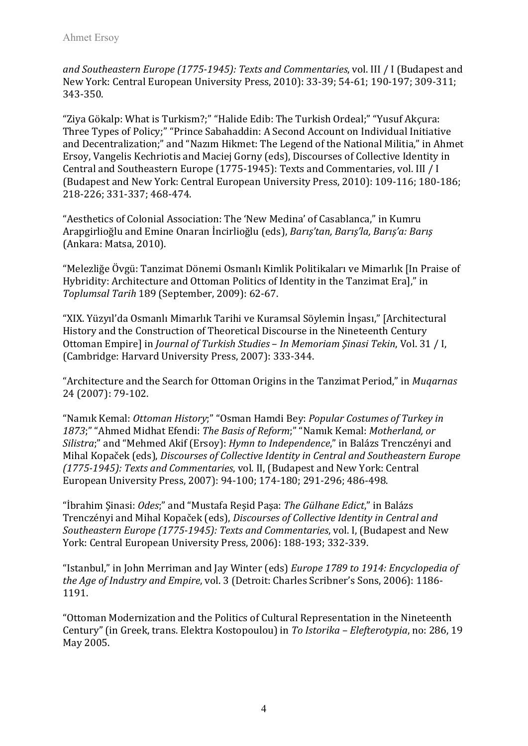*and Southeastern Europe (1775-1945): Texts and Commentaries*, vol. III / I (Budapest and New York: Central European University Press, 2010): 33-39; 54-61; 190-197; 309-311; 343-350.

"Ziya Gökalp: What is Turkism?;" "Halide Edib: The Turkish Ordeal;" "Yusuf Akçura: Three Types of Policy;" "Prince Sabahaddin: A Second Account on Individual Initiative and Decentralization;" and "Nazım Hikmet: The Legend of the National Militia," in Ahmet Ersoy, Vangelis Kechriotis and Maciej Gorny (eds), Discourses of Collective Identity in Central and Southeastern Europe (1775-1945): Texts and Commentaries, vol. III / I (Budapest and New York: Central European University Press, 2010): 109-116; 180-186; 218-226; 331-337; 468-474.

"Aesthetics of Colonial Association: The 'New Medina' of Casablanca," in Kumru Arapgirlioğlu and Emine Onaran İncirlioğlu (eds), *Barış'tan, Barış'la, Barış'a: Barış* (Ankara: Matsa, 2010).

"Melezliğe Övgü: Tanzimat Dönemi Osmanlı Kimlik Politikaları ve Mimarlık [In Praise of Hybridity: Architecture and Ottoman Politics of Identity in the Tanzimat Era]," in *Toplumsal Tarih* 189 (September, 2009): 62-67.

"XIX. Yüzyıl'da Osmanlı Mimarlık Tarihi ve Kuramsal Söylemin İnşası," [Architectural History and the Construction of Theoretical Discourse in the Nineteenth Century Ottoman Empire] in *Journal of Turkish Studies – In Memoriam Şinasi Tekin*, Vol. 31 / I, (Cambridge: Harvard University Press, 2007): 333-344.

"Architecture and the Search for Ottoman Origins in the Tanzimat Period," in *Muqarnas* 24 (2007): 79-102.

"Namık Kemal: *Ottoman History*;" "Osman Hamdi Bey: *Popular Costumes of Turkey in 1873*;" "Ahmed Midhat Efendi: *The Basis of Reform*;" "Namık Kemal: *Motherland, or Silistra*;" and "Mehmed Akif (Ersoy): *Hymn to Independence*," in Balázs Trencsényi and Mihal Kopaček (eds), *Discourses of Collective Identity in Central and Southeastern Europe (1775-1945): Texts and Commentaries*, vol. II, (Budapest and New York: Central European University Press, 2007): 94-100; 174-180; 291-296; 486-498.

"İbrahim Şinasi: *Odes*;" and "Mustafa Reşid Paşa: *The Gülhane Edict*," in Balázs Trencsényi and Mihal Kopaček (eds), *Discourses of Collective Identity in Central and Southeastern Europe (1775-1945): Texts and Commentaries*, vol. I, (Budapest and New York: Central European University Press, 2006): 188-193; 332-339.

"Istanbul," in John Merriman and Jay Winter (eds) *Europe 1789 to 1914: Encyclopedia of the Age of Industry and Empire*, vol. 3 (Detroit: Charles Scribner's Sons, 2006): 1186-1191.

"Ottoman Modernization and the Politics of Cultural Representation in the Nineteenth Century" (in Greek, trans. Elektra Kostopoulou) in *To Istorika – Elefterotypia*, no: 286, 19 May 2005.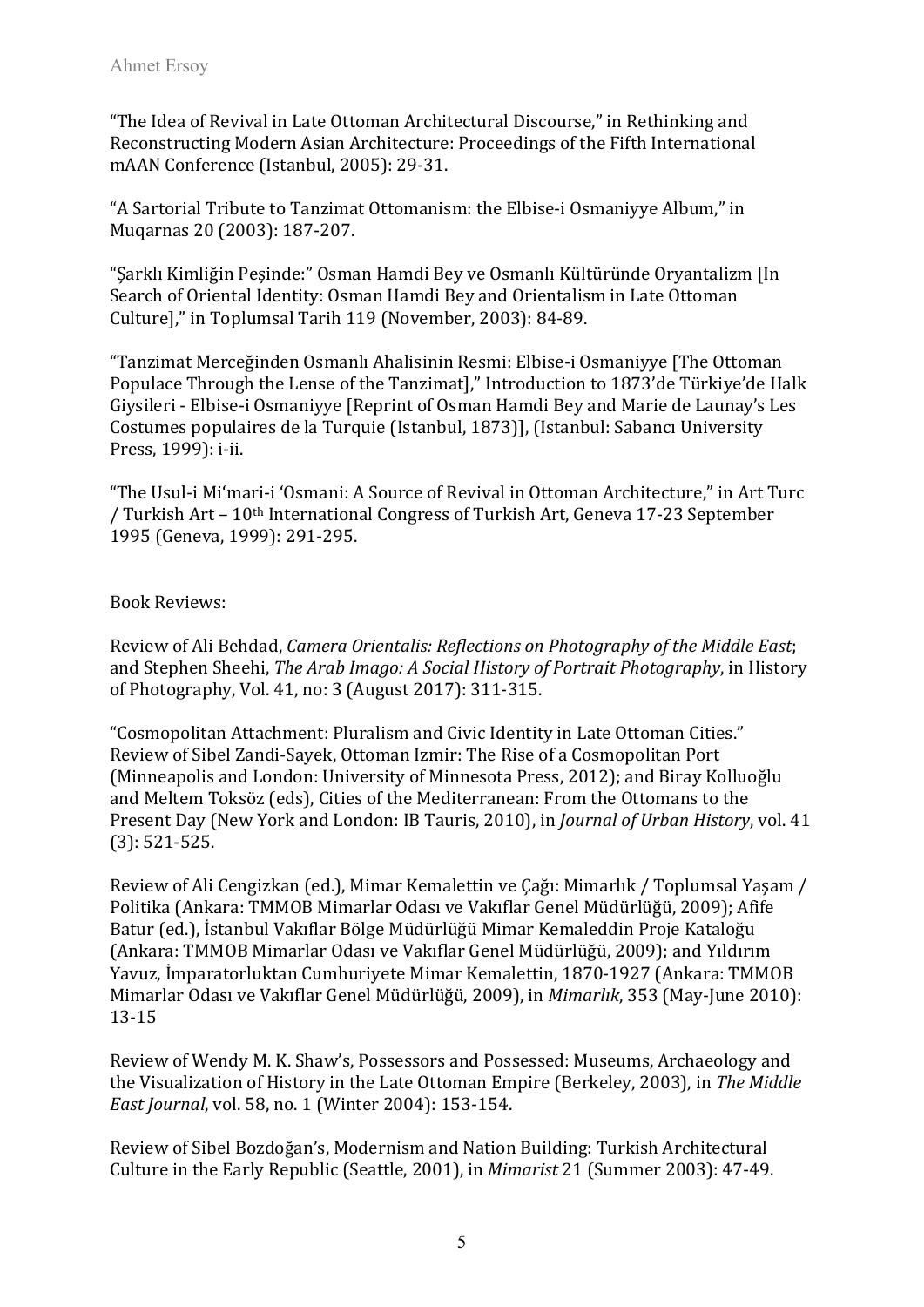"The Idea of Revival in Late Ottoman Architectural Discourse," in Rethinking and Reconstructing Modern Asian Architecture: Proceedings of the Fifth International mAAN Conference (Istanbul, 2005): 29-31.

"A Sartorial Tribute to Tanzimat Ottomanism: the Elbise-i Osmaniyye Album," in Muqarnas 20 (2003): 187-207.

"Şarklı Kimliğin Peşinde:" Osman Hamdi Bey ve Osmanlı Kültüründe Oryantalizm [In Search of Oriental Identity: Osman Hamdi Bey and Orientalism in Late Ottoman Culture]," in Toplumsal Tarih 119 (November, 2003): 84-89.

"Tanzimat Merceğinden Osmanlı Ahalisinin Resmi: Elbise-i Osmaniyye [The Ottoman Populace Through the Lense of the Tanzimat]," Introduction to 1873'de Türkiye'de Halk Giysileri - Elbise-i Osmaniyye [Reprint of Osman Hamdi Bey and Marie de Launay's Les Costumes populaires de la Turquie (Istanbul, 1873)], (Istanbul: Sabancı University Press, 1999): i-ii.

"The Usul-i Mi'mari-i 'Osmani: A Source of Revival in Ottoman Architecture," in Art Turc / Turkish Art – 10th International Congress of Turkish Art, Geneva 17-23 September 1995 (Geneva, 1999): 291-295.

Book Reviews:

Review of Ali Behdad, *Camera Orientalis: Reflections on Photography of the Middle East*; and Stephen Sheehi, *The Arab Imago: A Social History of Portrait Photography*, in History of Photography, Vol. 41, no: 3 (August 2017): 311-315.

"Cosmopolitan Attachment: Pluralism and Civic Identity in Late Ottoman Cities." Review of Sibel Zandi-Sayek, Ottoman Izmir: The Rise of a Cosmopolitan Port (Minneapolis and London: University of Minnesota Press, 2012); and Biray Kolluoğlu and Meltem Toksöz (eds), Cities of the Mediterranean: From the Ottomans to the Present Day (New York and London: IB Tauris, 2010), in *Journal of Urban History*, vol. 41 (3): 521-525.

Review of Ali Cengizkan (ed.), Mimar Kemalettin ve Çağı: Mimarlık / Toplumsal Yaşam / Politika (Ankara: TMMOB Mimarlar Odası ve Vakıflar Genel Müdürlüğü, 2009); Afife Batur (ed.), İstanbul Vakıflar Bölge Müdürlüğü Mimar Kemaleddin Proje Kataloğu (Ankara: TMMOB Mimarlar Odası ve Vakıflar Genel Müdürlüğü, 2009); and Yıldırım Yavuz, İmparatorluktan Cumhuriyete Mimar Kemalettin, 1870-1927 (Ankara: TMMOB Mimarlar Odası ve Vakıflar Genel Müdürlüğü, 2009), in *Mimarlık*, 353 (May-June 2010): 13-15

Review of Wendy M. K. Shaw's, Possessors and Possessed: Museums, Archaeology and the Visualization of History in the Late Ottoman Empire (Berkeley, 2003), in *The Middle East Journal*, vol. 58, no. 1 (Winter 2004): 153-154.

Review of Sibel Bozdoğan's, Modernism and Nation Building: Turkish Architectural Culture in the Early Republic (Seattle, 2001), in *Mimarist* 21 (Summer 2003): 47-49.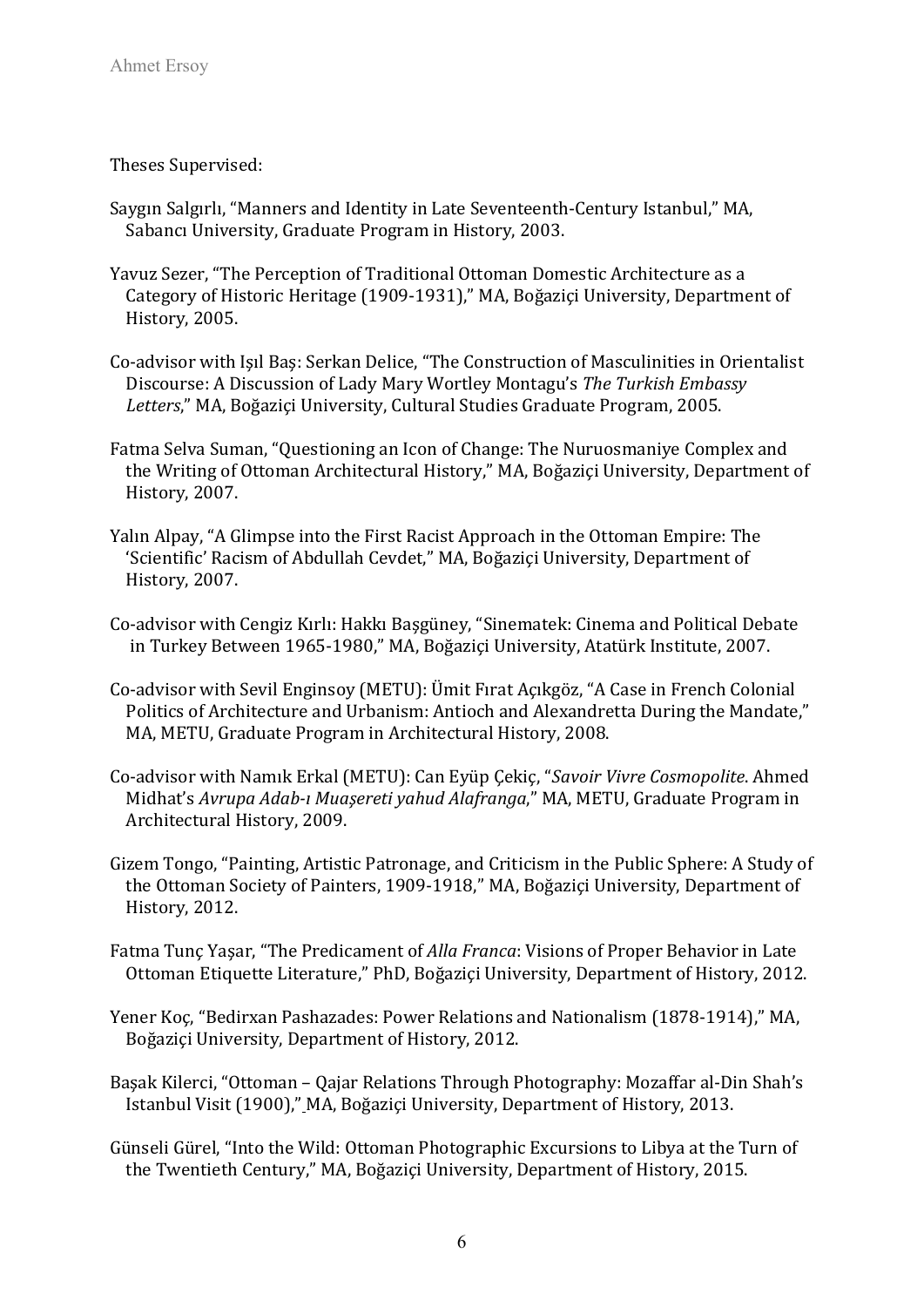Theses Supervised:

Saygın Salgırlı, "Manners and Identity in Late Seventeenth-Century Istanbul," MA, Sabancı University, Graduate Program in History, 2003.

Yavuz Sezer, "The Perception of Traditional Ottoman Domestic Architecture as a Category of Historic Heritage (1909-1931)," MA, Boğaziçi University, Department of History, 2005.

Co-advisor with Işıl Baş: Serkan Delice, "The Construction of Masculinities in Orientalist Discourse: A Discussion of Lady Mary Wortley Montagu's *The Turkish Embassy Letters*," MA, Boğaziçi University, Cultural Studies Graduate Program, 2005.

Fatma Selva Suman, "Questioning an Icon of Change: The Nuruosmaniye Complex and the Writing of Ottoman Architectural History," MA, Boğaziçi University, Department of History, 2007.

Yalın Alpay, "A Glimpse into the First Racist Approach in the Ottoman Empire: The 'Scientific' Racism of Abdullah Cevdet," MA, Boğaziçi University, Department of History, 2007.

Co-advisor with Cengiz Kırlı: Hakkı Başgüney, "Sinematek: Cinema and Political Debate in Turkey Between 1965-1980," MA, Boğaziçi University, Atatürk Institute, 2007.

Co-advisor with Sevil Enginsoy (METU): Ümit Fırat Açıkgöz, "A Case in French Colonial Politics of Architecture and Urbanism: Antioch and Alexandretta During the Mandate," MA, METU, Graduate Program in Architectural History, 2008.

Co-advisor with Namık Erkal (METU): Can Eyüp Çekiç, "*Savoir Vivre Cosmopolite*. Ahmed Midhat's *Avrupa Adab-ı Muaşereti yahud Alafranga*," MA, METU, Graduate Program in Architectural History, 2009.

Gizem Tongo, "Painting, Artistic Patronage, and Criticism in the Public Sphere: A Study of the Ottoman Society of Painters, 1909-1918," MA, Boğaziçi University, Department of History, 2012.

Fatma Tunç Yaşar, "The Predicament of *Alla Franca*: Visions of Proper Behavior in Late Ottoman Etiquette Literature," PhD, Boğaziçi University, Department of History, 2012.

Yener Koç, "Bedirxan Pashazades: Power Relations and Nationalism (1878-1914)," MA, Boğaziçi University, Department of History, 2012.

Başak Kilerci, "Ottoman – Qajar Relations Through Photography: Mozaffar al-Din Shah's Istanbul Visit (1900)," MA, Boğaziçi University, Department of History, 2013.

Günseli Gürel, "Into the Wild: Ottoman Photographic Excursions to Libya at the Turn of the Twentieth Century," MA, Boğaziçi University, Department of History, 2015.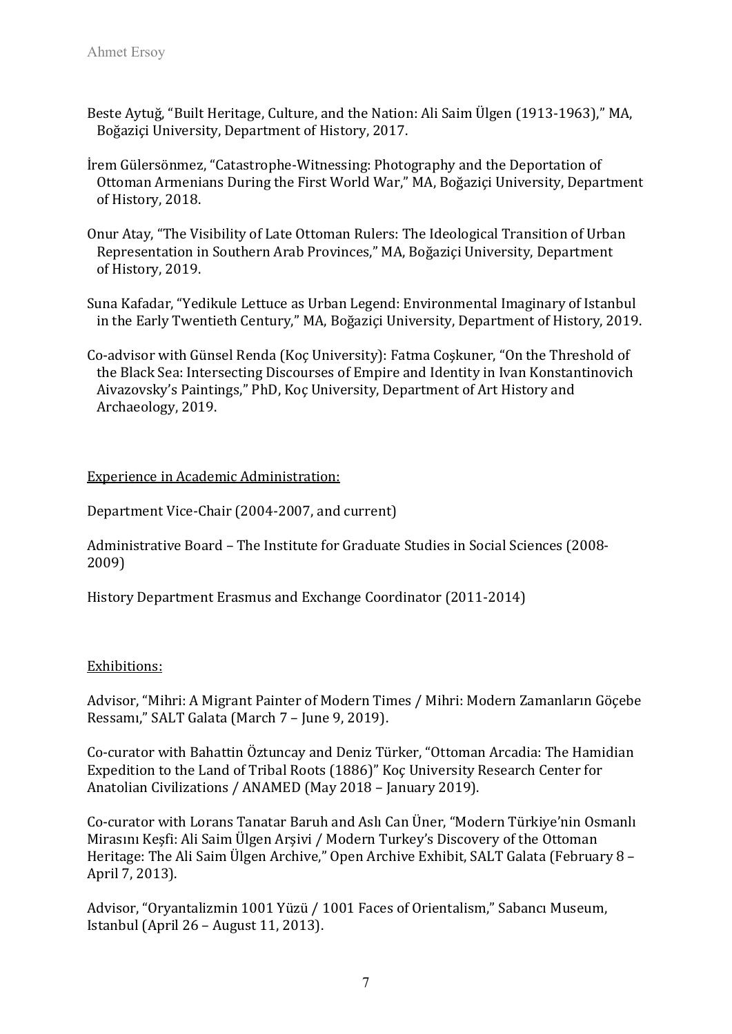Beste Aytuğ, "Built Heritage, Culture, and the Nation: Ali Saim Ülgen (1913-1963)," MA, Boğaziçi University, Department of History, 2017.

İrem Gülersönmez, "Catastrophe-Witnessing: Photography and the Deportation of Ottoman Armenians During the First World War," MA, Boğaziçi University, Department of History, 2018.

Onur Atay, "The Visibility of Late Ottoman Rulers: The Ideological Transition of Urban Representation in Southern Arab Provinces," MA, Boğaziçi University, Department of History, 2019.

Suna Kafadar, "Yedikule Lettuce as Urban Legend: Environmental Imaginary of Istanbul in the Early Twentieth Century," MA, Boğaziçi University, Department of History, 2019.

Co-advisor with Günsel Renda (Koç University): Fatma Coşkuner, "On the Threshold of the Black Sea: Intersecting Discourses of Empire and Identity in Ivan Konstantinovich Aivazovsky's Paintings," PhD, Koç University, Department of Art History and Archaeology, 2019.

<u>Experience in Academic Administration:</u>

Department Vice-Chair (2004-2007, and current)

Administrative Board – The Institute for Graduate Studies in Social Sciences (2008-2009)

History Department Erasmus and Exchange Coordinator (2011-2014)

<u>Exhibitions:</u>

Advisor, "Mihri: A Migrant Painter of Modern Times / Mihri: Modern Zamanların Göçebe Ressamı," SALT Galata (March 7 – June 9, 2019).

Co-curator with Bahattin Öztuncay and Deniz Türker, "Ottoman Arcadia: The Hamidian Expedition to the Land of Tribal Roots (1886)" Koç University Research Center for Anatolian Civilizations / ANAMED (May 2018 – January 2019).

Co-curator with Lorans Tanatar Baruh and Aslı Can Üner, "Modern Türkiye'nin Osmanlı Mirasını Keşfi: Ali Saim Ülgen Arşivi / Modern Turkey's Discovery of the Ottoman Heritage: The Ali Saim Ülgen Archive," Open Archive Exhibit, SALT Galata (February 8 – April 7, 2013).

Advisor, "Oryantalizmin 1001 Yüzü / 1001 Faces of Orientalism," Sabancı Museum, Istanbul (April 26 – August 11, 2013).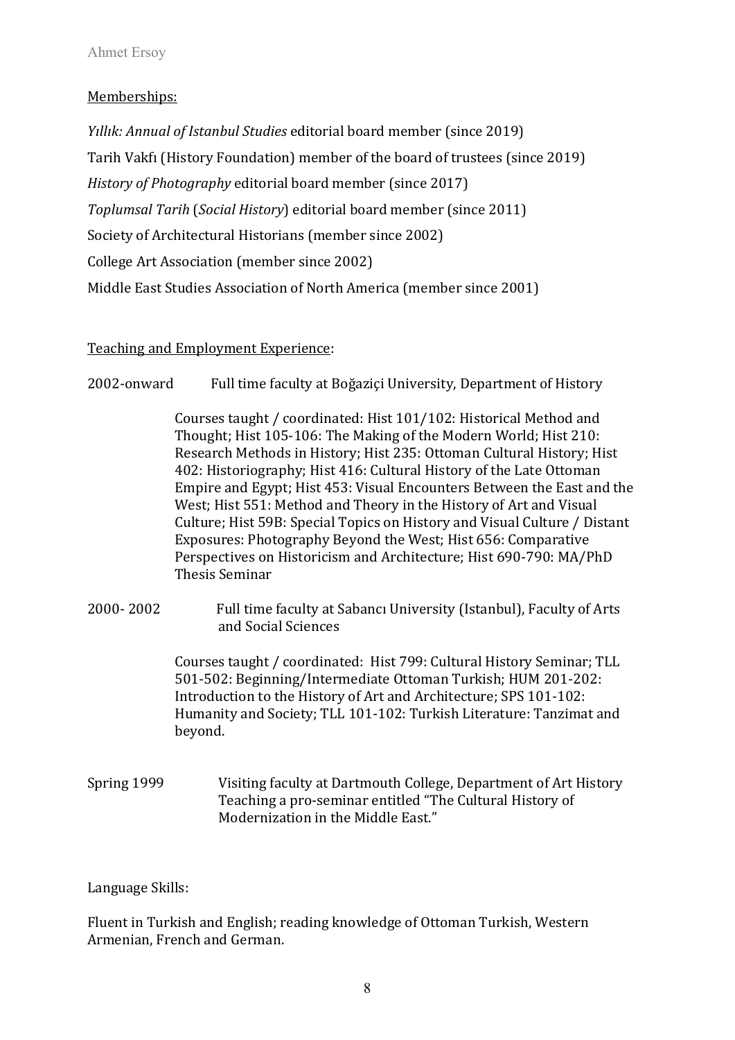## Memberships:

*Yıllık: Annual of Istanbul Studies* editorial board member (since 2019)

Tarih Vakfı (History Foundation) member of the board of trustees (since 2019)

*History of Photography* editorial board member (since 2017)

*Toplumsal Tarih* (*Social History*) editorial board member (since 2011)

Society of Architectural Historians (member since 2002)

College Art Association (member since 2002)

Middle East Studies Association of North America (member since 2001)

## Teaching and Employment Experience:

2002-onward Full time faculty at Boğaziçi University, Department of History

Courses taught / coordinated: Hist 101/102: Historical Method and Thought; Hist 105-106: The Making of the Modern World; Hist 210: Research Methods in History; Hist 235: Ottoman Cultural History; Hist 402: Historiography; Hist 416: Cultural History of the Late Ottoman Empire and Egypt; Hist 453: Visual Encounters Between the East and the West; Hist 551: Method and Theory in the History of Art and Visual Culture; Hist 59B: Special Topics on History and Visual Culture / Distant Exposures: Photography Beyond the West; Hist 656: Comparative Perspectives on Historicism and Architecture; Hist 690-790: MA/PhD Thesis Seminar

2000- 2002 Full time faculty at Sabancı University (Istanbul), Faculty of Arts and Social Sciences

Courses taught / coordinated: Hist 799: Cultural History Seminar; TLL 501-502: Beginning/Intermediate Ottoman Turkish; HUM 201-202: Introduction to the History of Art and Architecture; SPS 101-102: Humanity and Society; TLL 101-102: Turkish Literature: Tanzimat and beyond.

Spring 1999 Visiting faculty at Dartmouth College, Department of Art History Teaching a pro-seminar entitled "The Cultural History of Modernization in the Middle East."

## Language Skills:

Fluent in Turkish and English; reading knowledge of Ottoman Turkish, Western Armenian, French and German.